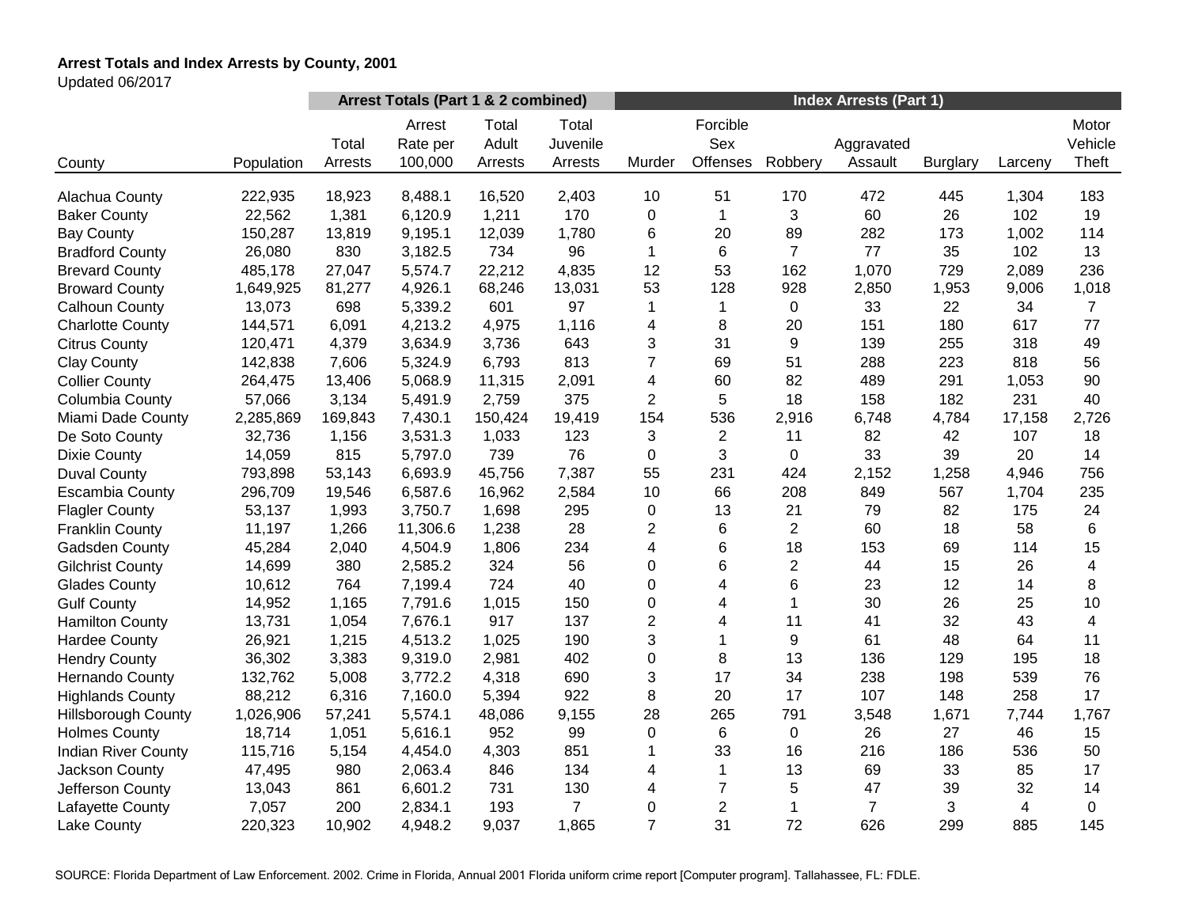**Arrest Totals and Index Arrests by County, 2001**

Updated 06/2017

| | | Arrest Totals (Part 1 & 2 combined) | | | | Index Arrests (Part 1) | | | | | | |
|---|---|---|---|---|---|---|---|---|---|---|---|---|
| County | Population | Total Arrests | Arrest Rate per 100,000 | Total Adult Arrests | Total Juvenile Arrests | Murder | Forcible Sex Offenses | Robbery | Aggravated Assault | Burglary | Larceny | Motor Vehicle Theft |
| Alachua County | 222,935 | 18,923 | 8,488.1 | 16,520 | 2,403 | 10 | 51 | 170 | 472 | 445 | 1,304 | 183 |
| Baker County | 22,562 | 1,381 | 6,120.9 | 1,211 | 170 | 0 | 1 | 3 | 60 | 26 | 102 | 19 |
| Bay County | 150,287 | 13,819 | 9,195.1 | 12,039 | 1,780 | 6 | 20 | 89 | 282 | 173 | 1,002 | 114 |
| Bradford County | 26,080 | 830 | 3,182.5 | 734 | 96 | 1 | 6 | 7 | 77 | 35 | 102 | 13 |
| Brevard County | 485,178 | 27,047 | 5,574.7 | 22,212 | 4,835 | 12 | 53 | 162 | 1,070 | 729 | 2,089 | 236 |
| Broward County | 1,649,925 | 81,277 | 4,926.1 | 68,246 | 13,031 | 53 | 128 | 928 | 2,850 | 1,953 | 9,006 | 1,018 |
| Calhoun County | 13,073 | 698 | 5,339.2 | 601 | 97 | 1 | 1 | 0 | 33 | 22 | 34 | 7 |
| Charlotte County | 144,571 | 6,091 | 4,213.2 | 4,975 | 1,116 | 4 | 8 | 20 | 151 | 180 | 617 | 77 |
| Citrus County | 120,471 | 4,379 | 3,634.9 | 3,736 | 643 | 3 | 31 | 9 | 139 | 255 | 318 | 49 |
| Clay County | 142,838 | 7,606 | 5,324.9 | 6,793 | 813 | 7 | 69 | 51 | 288 | 223 | 818 | 56 |
| Collier County | 264,475 | 13,406 | 5,068.9 | 11,315 | 2,091 | 4 | 60 | 82 | 489 | 291 | 1,053 | 90 |
| Columbia County | 57,066 | 3,134 | 5,491.9 | 2,759 | 375 | 2 | 5 | 18 | 158 | 182 | 231 | 40 |
| Miami Dade County | 2,285,869 | 169,843 | 7,430.1 | 150,424 | 19,419 | 154 | 536 | 2,916 | 6,748 | 4,784 | 17,158 | 2,726 |
| De Soto County | 32,736 | 1,156 | 3,531.3 | 1,033 | 123 | 3 | 2 | 11 | 82 | 42 | 107 | 18 |
| Dixie County | 14,059 | 815 | 5,797.0 | 739 | 76 | 0 | 3 | 0 | 33 | 39 | 20 | 14 |
| Duval County | 793,898 | 53,143 | 6,693.9 | 45,756 | 7,387 | 55 | 231 | 424 | 2,152 | 1,258 | 4,946 | 756 |
| Escambia County | 296,709 | 19,546 | 6,587.6 | 16,962 | 2,584 | 10 | 66 | 208 | 849 | 567 | 1,704 | 235 |
| Flagler County | 53,137 | 1,993 | 3,750.7 | 1,698 | 295 | 0 | 13 | 21 | 79 | 82 | 175 | 24 |
| Franklin County | 11,197 | 1,266 | 11,306.6 | 1,238 | 28 | 2 | 6 | 2 | 60 | 18 | 58 | 6 |
| Gadsden County | 45,284 | 2,040 | 4,504.9 | 1,806 | 234 | 4 | 6 | 18 | 153 | 69 | 114 | 15 |
| Gilchrist County | 14,699 | 380 | 2,585.2 | 324 | 56 | 0 | 6 | 2 | 44 | 15 | 26 | 4 |
| Glades County | 10,612 | 764 | 7,199.4 | 724 | 40 | 0 | 4 | 6 | 23 | 12 | 14 | 8 |
| Gulf County | 14,952 | 1,165 | 7,791.6 | 1,015 | 150 | 0 | 4 | 1 | 30 | 26 | 25 | 10 |
| Hamilton County | 13,731 | 1,054 | 7,676.1 | 917 | 137 | 2 | 4 | 11 | 41 | 32 | 43 | 4 |
| Hardee County | 26,921 | 1,215 | 4,513.2 | 1,025 | 190 | 3 | 1 | 9 | 61 | 48 | 64 | 11 |
| Hendry County | 36,302 | 3,383 | 9,319.0 | 2,981 | 402 | 0 | 8 | 13 | 136 | 129 | 195 | 18 |
| Hernando County | 132,762 | 5,008 | 3,772.2 | 4,318 | 690 | 3 | 17 | 34 | 238 | 198 | 539 | 76 |
| Highlands County | 88,212 | 6,316 | 7,160.0 | 5,394 | 922 | 8 | 20 | 17 | 107 | 148 | 258 | 17 |
| Hillsborough County | 1,026,906 | 57,241 | 5,574.1 | 48,086 | 9,155 | 28 | 265 | 791 | 3,548 | 1,671 | 7,744 | 1,767 |
| Holmes County | 18,714 | 1,051 | 5,616.1 | 952 | 99 | 0 | 6 | 0 | 26 | 27 | 46 | 15 |
| Indian River County | 115,716 | 5,154 | 4,454.0 | 4,303 | 851 | 1 | 33 | 16 | 216 | 186 | 536 | 50 |
| Jackson County | 47,495 | 980 | 2,063.4 | 846 | 134 | 4 | 1 | 13 | 69 | 33 | 85 | 17 |
| Jefferson County | 13,043 | 861 | 6,601.2 | 731 | 130 | 4 | 7 | 5 | 47 | 39 | 32 | 14 |
| Lafayette County | 7,057 | 200 | 2,834.1 | 193 | 7 | 0 | 2 | 1 | 7 | 3 | 4 | 0 |
| Lake County | 220,323 | 10,902 | 4,948.2 | 9,037 | 1,865 | 7 | 31 | 72 | 626 | 299 | 885 | 145 |

SOURCE: Florida Department of Law Enforcement. 2002. Crime in Florida, Annual 2001 Florida uniform crime report [Computer program]. Tallahassee, FL: FDLE.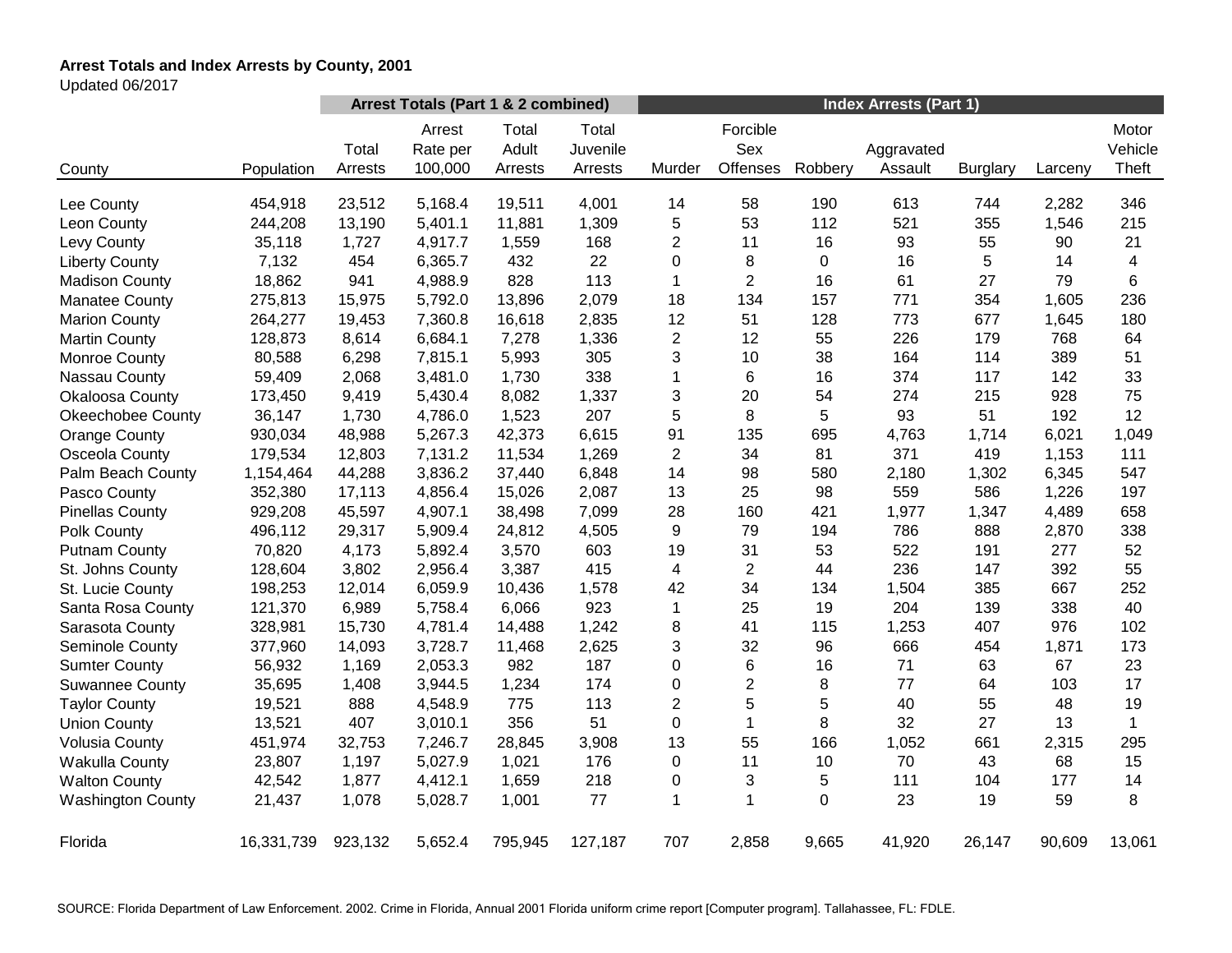**Arrest Totals and Index Arrests by County, 2001**

Updated 06/2017

| | | Arrest Totals (Part 1 & 2 combined) | | | | Index Arrests (Part 1) | | | | | | |
|---|---|---|---|---|---|---|---|---|---|---|---|---|
| County | Population | Total Arrests | Arrest Rate per 100,000 | Total Adult Arrests | Total Juvenile Arrests | Murder | Forcible Sex Offenses | Robbery | Aggravated Assault | Burglary | Larceny | Motor Vehicle Theft |
| Lee County | 454,918 | 23,512 | 5,168.4 | 19,511 | 4,001 | 14 | 58 | 190 | 613 | 744 | 2,282 | 346 |
| Leon County | 244,208 | 13,190 | 5,401.1 | 11,881 | 1,309 | 5 | 53 | 112 | 521 | 355 | 1,546 | 215 |
| Levy County | 35,118 | 1,727 | 4,917.7 | 1,559 | 168 | 2 | 11 | 16 | 93 | 55 | 90 | 21 |
| Liberty County | 7,132 | 454 | 6,365.7 | 432 | 22 | 0 | 8 | 0 | 16 | 5 | 14 | 4 |
| Madison County | 18,862 | 941 | 4,988.9 | 828 | 113 | 1 | 2 | 16 | 61 | 27 | 79 | 6 |
| Manatee County | 275,813 | 15,975 | 5,792.0 | 13,896 | 2,079 | 18 | 134 | 157 | 771 | 354 | 1,605 | 236 |
| Marion County | 264,277 | 19,453 | 7,360.8 | 16,618 | 2,835 | 12 | 51 | 128 | 773 | 677 | 1,645 | 180 |
| Martin County | 128,873 | 8,614 | 6,684.1 | 7,278 | 1,336 | 2 | 12 | 55 | 226 | 179 | 768 | 64 |
| Monroe County | 80,588 | 6,298 | 7,815.1 | 5,993 | 305 | 3 | 10 | 38 | 164 | 114 | 389 | 51 |
| Nassau County | 59,409 | 2,068 | 3,481.0 | 1,730 | 338 | 1 | 6 | 16 | 374 | 117 | 142 | 33 |
| Okaloosa County | 173,450 | 9,419 | 5,430.4 | 8,082 | 1,337 | 3 | 20 | 54 | 274 | 215 | 928 | 75 |
| Okeechobee County | 36,147 | 1,730 | 4,786.0 | 1,523 | 207 | 5 | 8 | 5 | 93 | 51 | 192 | 12 |
| Orange County | 930,034 | 48,988 | 5,267.3 | 42,373 | 6,615 | 91 | 135 | 695 | 4,763 | 1,714 | 6,021 | 1,049 |
| Osceola County | 179,534 | 12,803 | 7,131.2 | 11,534 | 1,269 | 2 | 34 | 81 | 371 | 419 | 1,153 | 111 |
| Palm Beach County | 1,154,464 | 44,288 | 3,836.2 | 37,440 | 6,848 | 14 | 98 | 580 | 2,180 | 1,302 | 6,345 | 547 |
| Pasco County | 352,380 | 17,113 | 4,856.4 | 15,026 | 2,087 | 13 | 25 | 98 | 559 | 586 | 1,226 | 197 |
| Pinellas County | 929,208 | 45,597 | 4,907.1 | 38,498 | 7,099 | 28 | 160 | 421 | 1,977 | 1,347 | 4,489 | 658 |
| Polk County | 496,112 | 29,317 | 5,909.4 | 24,812 | 4,505 | 9 | 79 | 194 | 786 | 888 | 2,870 | 338 |
| Putnam County | 70,820 | 4,173 | 5,892.4 | 3,570 | 603 | 19 | 31 | 53 | 522 | 191 | 277 | 52 |
| St. Johns County | 128,604 | 3,802 | 2,956.4 | 3,387 | 415 | 4 | 2 | 44 | 236 | 147 | 392 | 55 |
| St. Lucie County | 198,253 | 12,014 | 6,059.9 | 10,436 | 1,578 | 42 | 34 | 134 | 1,504 | 385 | 667 | 252 |
| Santa Rosa County | 121,370 | 6,989 | 5,758.4 | 6,066 | 923 | 1 | 25 | 19 | 204 | 139 | 338 | 40 |
| Sarasota County | 328,981 | 15,730 | 4,781.4 | 14,488 | 1,242 | 8 | 41 | 115 | 1,253 | 407 | 976 | 102 |
| Seminole County | 377,960 | 14,093 | 3,728.7 | 11,468 | 2,625 | 3 | 32 | 96 | 666 | 454 | 1,871 | 173 |
| Sumter County | 56,932 | 1,169 | 2,053.3 | 982 | 187 | 0 | 6 | 16 | 71 | 63 | 67 | 23 |
| Suwannee County | 35,695 | 1,408 | 3,944.5 | 1,234 | 174 | 0 | 2 | 8 | 77 | 64 | 103 | 17 |
| Taylor County | 19,521 | 888 | 4,548.9 | 775 | 113 | 2 | 5 | 5 | 40 | 55 | 48 | 19 |
| Union County | 13,521 | 407 | 3,010.1 | 356 | 51 | 0 | 1 | 8 | 32 | 27 | 13 | 1 |
| Volusia County | 451,974 | 32,753 | 7,246.7 | 28,845 | 3,908 | 13 | 55 | 166 | 1,052 | 661 | 2,315 | 295 |
| Wakulla County | 23,807 | 1,197 | 5,027.9 | 1,021 | 176 | 0 | 11 | 10 | 70 | 43 | 68 | 15 |
| Walton County | 42,542 | 1,877 | 4,412.1 | 1,659 | 218 | 0 | 3 | 5 | 111 | 104 | 177 | 14 |
| Washington County | 21,437 | 1,078 | 5,028.7 | 1,001 | 77 | 1 | 1 | 0 | 23 | 19 | 59 | 8 |
| Florida | 16,331,739 | 923,132 | 5,652.4 | 795,945 | 127,187 | 707 | 2,858 | 9,665 | 41,920 | 26,147 | 90,609 | 13,061 |

SOURCE: Florida Department of Law Enforcement. 2002. Crime in Florida, Annual 2001 Florida uniform crime report [Computer program]. Tallahassee, FL: FDLE.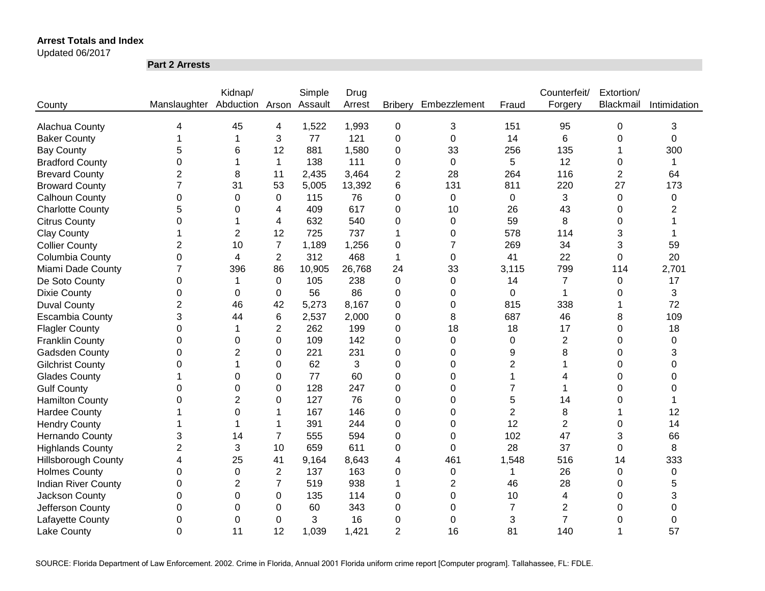**Arrest Totals and Index**

Updated 06/2017

**Part 2 Arrests**

| County | Manslaughter | Kidnap/ Abduction | Arson | Simple Assault | Drug Arrest | Bribery | Embezzlement | Fraud | Counterfeit/ Forgery | Extortion/ Blackmail | Intimidation |
|---|---|---|---|---|---|---|---|---|---|---|---|
| Alachua County | 4 | 45 | 4 | 1,522 | 1,993 | 0 | 3 | 151 | 95 | 0 | 3 |
| Baker County | 1 | 1 | 3 | 77 | 121 | 0 | 0 | 14 | 6 | 0 | 0 |
| Bay County | 5 | 6 | 12 | 881 | 1,580 | 0 | 33 | 256 | 135 | 1 | 300 |
| Bradford County | 0 | 1 | 1 | 138 | 111 | 0 | 0 | 5 | 12 | 0 | 1 |
| Brevard County | 2 | 8 | 11 | 2,435 | 3,464 | 2 | 28 | 264 | 116 | 2 | 64 |
| Broward County | 7 | 31 | 53 | 5,005 | 13,392 | 6 | 131 | 811 | 220 | 27 | 173 |
| Calhoun County | 0 | 0 | 0 | 115 | 76 | 0 | 0 | 0 | 3 | 0 | 0 |
| Charlotte County | 5 | 0 | 4 | 409 | 617 | 0 | 10 | 26 | 43 | 0 | 2 |
| Citrus County | 0 | 1 | 4 | 632 | 540 | 0 | 0 | 59 | 8 | 0 | 1 |
| Clay County | 1 | 2 | 12 | 725 | 737 | 1 | 0 | 578 | 114 | 3 | 1 |
| Collier County | 2 | 10 | 7 | 1,189 | 1,256 | 0 | 7 | 269 | 34 | 3 | 59 |
| Columbia County | 0 | 4 | 2 | 312 | 468 | 1 | 0 | 41 | 22 | 0 | 20 |
| Miami Dade County | 7 | 396 | 86 | 10,905 | 26,768 | 24 | 33 | 3,115 | 799 | 114 | 2,701 |
| De Soto County | 0 | 1 | 0 | 105 | 238 | 0 | 0 | 14 | 7 | 0 | 17 |
| Dixie County | 0 | 0 | 0 | 56 | 86 | 0 | 0 | 0 | 1 | 0 | 3 |
| Duval County | 2 | 46 | 42 | 5,273 | 8,167 | 0 | 0 | 815 | 338 | 1 | 72 |
| Escambia County | 3 | 44 | 6 | 2,537 | 2,000 | 0 | 8 | 687 | 46 | 8 | 109 |
| Flagler County | 0 | 1 | 2 | 262 | 199 | 0 | 18 | 18 | 17 | 0 | 18 |
| Franklin County | 0 | 0 | 0 | 109 | 142 | 0 | 0 | 0 | 2 | 0 | 0 |
| Gadsden County | 0 | 2 | 0 | 221 | 231 | 0 | 0 | 9 | 8 | 0 | 3 |
| Gilchrist County | 0 | 1 | 0 | 62 | 3 | 0 | 0 | 2 | 1 | 0 | 0 |
| Glades County | 1 | 0 | 0 | 77 | 60 | 0 | 0 | 1 | 4 | 0 | 0 |
| Gulf County | 0 | 0 | 0 | 128 | 247 | 0 | 0 | 7 | 1 | 0 | 0 |
| Hamilton County | 0 | 2 | 0 | 127 | 76 | 0 | 0 | 5 | 14 | 0 | 1 |
| Hardee County | 1 | 0 | 1 | 167 | 146 | 0 | 0 | 2 | 8 | 1 | 12 |
| Hendry County | 1 | 1 | 1 | 391 | 244 | 0 | 0 | 12 | 2 | 0 | 14 |
| Hernando County | 3 | 14 | 7 | 555 | 594 | 0 | 0 | 102 | 47 | 3 | 66 |
| Highlands County | 2 | 3 | 10 | 659 | 611 | 0 | 0 | 28 | 37 | 0 | 8 |
| Hillsborough County | 4 | 25 | 41 | 9,164 | 8,643 | 4 | 461 | 1,548 | 516 | 14 | 333 |
| Holmes County | 0 | 0 | 2 | 137 | 163 | 0 | 0 | 1 | 26 | 0 | 0 |
| Indian River County | 0 | 2 | 7 | 519 | 938 | 1 | 2 | 46 | 28 | 0 | 5 |
| Jackson County | 0 | 0 | 0 | 135 | 114 | 0 | 0 | 10 | 4 | 0 | 3 |
| Jefferson County | 0 | 0 | 0 | 60 | 343 | 0 | 0 | 7 | 2 | 0 | 0 |
| Lafayette County | 0 | 0 | 0 | 3 | 16 | 0 | 0 | 3 | 7 | 0 | 0 |
| Lake County | 0 | 11 | 12 | 1,039 | 1,421 | 2 | 16 | 81 | 140 | 1 | 57 |

SOURCE: Florida Department of Law Enforcement. 2002. Crime in Florida, Annual 2001 Florida uniform crime report [Computer program]. Tallahassee, FL: FDLE.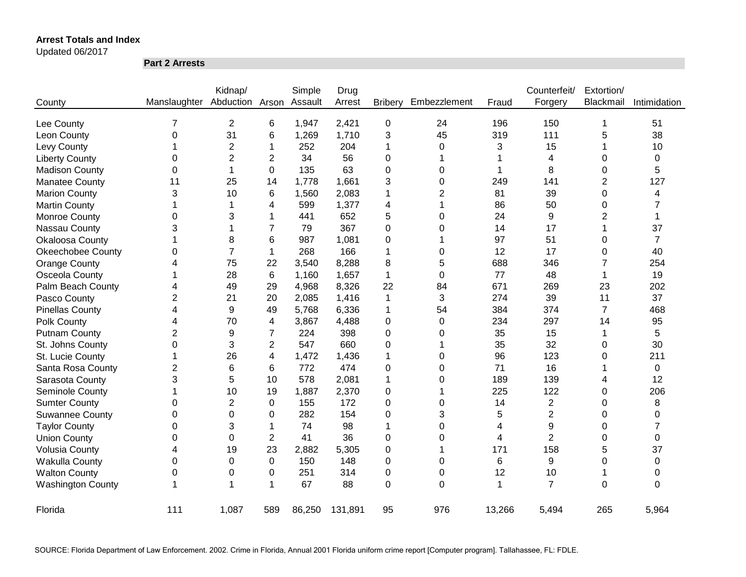**Arrest Totals and Index**

Updated 06/2017

**Part 2 Arrests**

| County | Manslaughter | Kidnap/ Abduction | Arson | Simple Assault | Drug Arrest | Bribery | Embezzlement | Fraud | Counterfeit/ Forgery | Extortion/ Blackmail | Intimidation |
|---|---|---|---|---|---|---|---|---|---|---|---|
| Lee County | 7 | 2 | 6 | 1,947 | 2,421 | 0 | 24 | 196 | 150 | 1 | 51 |
| Leon County | 0 | 31 | 6 | 1,269 | 1,710 | 3 | 45 | 319 | 111 | 5 | 38 |
| Levy County | 1 | 2 | 1 | 252 | 204 | 1 | 0 | 3 | 15 | 1 | 10 |
| Liberty County | 0 | 2 | 2 | 34 | 56 | 0 | 1 | 1 | 4 | 0 | 0 |
| Madison County | 0 | 1 | 0 | 135 | 63 | 0 | 0 | 1 | 8 | 0 | 5 |
| Manatee County | 11 | 25 | 14 | 1,778 | 1,661 | 3 | 0 | 249 | 141 | 2 | 127 |
| Marion County | 3 | 10 | 6 | 1,560 | 2,083 | 1 | 2 | 81 | 39 | 0 | 4 |
| Martin County | 1 | 1 | 4 | 599 | 1,377 | 4 | 1 | 86 | 50 | 0 | 7 |
| Monroe County | 0 | 3 | 1 | 441 | 652 | 5 | 0 | 24 | 9 | 2 | 1 |
| Nassau County | 3 | 1 | 7 | 79 | 367 | 0 | 0 | 14 | 17 | 1 | 37 |
| Okaloosa County | 1 | 8 | 6 | 987 | 1,081 | 0 | 1 | 97 | 51 | 0 | 7 |
| Okeechobee County | 0 | 7 | 1 | 268 | 166 | 1 | 0 | 12 | 17 | 0 | 40 |
| Orange County | 4 | 75 | 22 | 3,540 | 8,288 | 8 | 5 | 688 | 346 | 7 | 254 |
| Osceola County | 1 | 28 | 6 | 1,160 | 1,657 | 1 | 0 | 77 | 48 | 1 | 19 |
| Palm Beach County | 4 | 49 | 29 | 4,968 | 8,326 | 22 | 84 | 671 | 269 | 23 | 202 |
| Pasco County | 2 | 21 | 20 | 2,085 | 1,416 | 1 | 3 | 274 | 39 | 11 | 37 |
| Pinellas County | 4 | 9 | 49 | 5,768 | 6,336 | 1 | 54 | 384 | 374 | 7 | 468 |
| Polk County | 4 | 70 | 4 | 3,867 | 4,488 | 0 | 0 | 234 | 297 | 14 | 95 |
| Putnam County | 2 | 9 | 7 | 224 | 398 | 0 | 0 | 35 | 15 | 1 | 5 |
| St. Johns County | 0 | 3 | 2 | 547 | 660 | 0 | 1 | 35 | 32 | 0 | 30 |
| St. Lucie County | 1 | 26 | 4 | 1,472 | 1,436 | 1 | 0 | 96 | 123 | 0 | 211 |
| Santa Rosa County | 2 | 6 | 6 | 772 | 474 | 0 | 0 | 71 | 16 | 1 | 0 |
| Sarasota County | 3 | 5 | 10 | 578 | 2,081 | 1 | 0 | 189 | 139 | 4 | 12 |
| Seminole County | 1 | 10 | 19 | 1,887 | 2,370 | 0 | 1 | 225 | 122 | 0 | 206 |
| Sumter County | 0 | 2 | 0 | 155 | 172 | 0 | 0 | 14 | 2 | 0 | 8 |
| Suwannee County | 0 | 0 | 0 | 282 | 154 | 0 | 3 | 5 | 2 | 0 | 0 |
| Taylor County | 0 | 3 | 1 | 74 | 98 | 1 | 0 | 4 | 9 | 0 | 7 |
| Union County | 0 | 0 | 2 | 41 | 36 | 0 | 0 | 4 | 2 | 0 | 0 |
| Volusia County | 4 | 19 | 23 | 2,882 | 5,305 | 0 | 1 | 171 | 158 | 5 | 37 |
| Wakulla County | 0 | 0 | 0 | 150 | 148 | 0 | 0 | 6 | 9 | 0 | 0 |
| Walton County | 0 | 0 | 0 | 251 | 314 | 0 | 0 | 12 | 10 | 1 | 0 |
| Washington County | 1 | 1 | 1 | 67 | 88 | 0 | 0 | 1 | 7 | 0 | 0 |
| Florida | 111 | 1,087 | 589 | 86,250 | 131,891 | 95 | 976 | 13,266 | 5,494 | 265 | 5,964 |

SOURCE: Florida Department of Law Enforcement. 2002. Crime in Florida, Annual 2001 Florida uniform crime report [Computer program]. Tallahassee, FL: FDLE.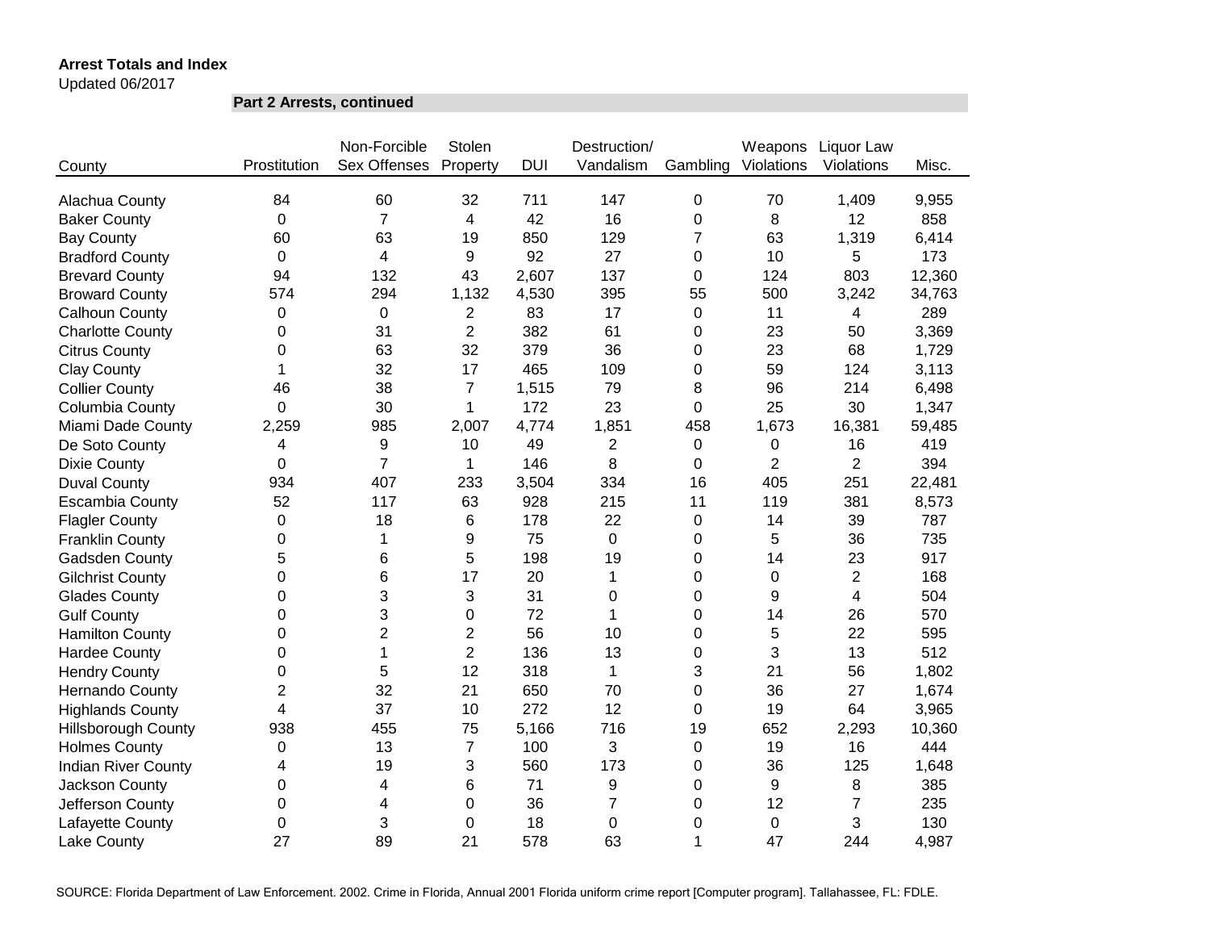**Arrest Totals and Index**

Updated 06/2017

**Part 2 Arrests, continued**

| County | Prostitution | Non-Forcible Sex Offenses | Stolen Property | DUI | Destruction/ Vandalism | Gambling | Weapons Violations | Liquor Law Violations | Misc. |
|---|---|---|---|---|---|---|---|---|---|
| Alachua County | 84 | 60 | 32 | 711 | 147 | 0 | 70 | 1,409 | 9,955 |
| Baker County | 0 | 7 | 4 | 42 | 16 | 0 | 8 | 12 | 858 |
| Bay County | 60 | 63 | 19 | 850 | 129 | 7 | 63 | 1,319 | 6,414 |
| Bradford County | 0 | 4 | 9 | 92 | 27 | 0 | 10 | 5 | 173 |
| Brevard County | 94 | 132 | 43 | 2,607 | 137 | 0 | 124 | 803 | 12,360 |
| Broward County | 574 | 294 | 1,132 | 4,530 | 395 | 55 | 500 | 3,242 | 34,763 |
| Calhoun County | 0 | 0 | 2 | 83 | 17 | 0 | 11 | 4 | 289 |
| Charlotte County | 0 | 31 | 2 | 382 | 61 | 0 | 23 | 50 | 3,369 |
| Citrus County | 0 | 63 | 32 | 379 | 36 | 0 | 23 | 68 | 1,729 |
| Clay County | 1 | 32 | 17 | 465 | 109 | 0 | 59 | 124 | 3,113 |
| Collier County | 46 | 38 | 7 | 1,515 | 79 | 8 | 96 | 214 | 6,498 |
| Columbia County | 0 | 30 | 1 | 172 | 23 | 0 | 25 | 30 | 1,347 |
| Miami Dade County | 2,259 | 985 | 2,007 | 4,774 | 1,851 | 458 | 1,673 | 16,381 | 59,485 |
| De Soto County | 4 | 9 | 10 | 49 | 2 | 0 | 0 | 16 | 419 |
| Dixie County | 0 | 7 | 1 | 146 | 8 | 0 | 2 | 2 | 394 |
| Duval County | 934 | 407 | 233 | 3,504 | 334 | 16 | 405 | 251 | 22,481 |
| Escambia County | 52 | 117 | 63 | 928 | 215 | 11 | 119 | 381 | 8,573 |
| Flagler County | 0 | 18 | 6 | 178 | 22 | 0 | 14 | 39 | 787 |
| Franklin County | 0 | 1 | 9 | 75 | 0 | 0 | 5 | 36 | 735 |
| Gadsden County | 5 | 6 | 5 | 198 | 19 | 0 | 14 | 23 | 917 |
| Gilchrist County | 0 | 6 | 17 | 20 | 1 | 0 | 0 | 2 | 168 |
| Glades County | 0 | 3 | 3 | 31 | 0 | 0 | 9 | 4 | 504 |
| Gulf County | 0 | 3 | 0 | 72 | 1 | 0 | 14 | 26 | 570 |
| Hamilton County | 0 | 2 | 2 | 56 | 10 | 0 | 5 | 22 | 595 |
| Hardee County | 0 | 1 | 2 | 136 | 13 | 0 | 3 | 13 | 512 |
| Hendry County | 0 | 5 | 12 | 318 | 1 | 3 | 21 | 56 | 1,802 |
| Hernando County | 2 | 32 | 21 | 650 | 70 | 0 | 36 | 27 | 1,674 |
| Highlands County | 4 | 37 | 10 | 272 | 12 | 0 | 19 | 64 | 3,965 |
| Hillsborough County | 938 | 455 | 75 | 5,166 | 716 | 19 | 652 | 2,293 | 10,360 |
| Holmes County | 0 | 13 | 7 | 100 | 3 | 0 | 19 | 16 | 444 |
| Indian River County | 4 | 19 | 3 | 560 | 173 | 0 | 36 | 125 | 1,648 |
| Jackson County | 0 | 4 | 6 | 71 | 9 | 0 | 9 | 8 | 385 |
| Jefferson County | 0 | 4 | 0 | 36 | 7 | 0 | 12 | 7 | 235 |
| Lafayette County | 0 | 3 | 0 | 18 | 0 | 0 | 0 | 3 | 130 |
| Lake County | 27 | 89 | 21 | 578 | 63 | 1 | 47 | 244 | 4,987 |

SOURCE: Florida Department of Law Enforcement. 2002. Crime in Florida, Annual 2001 Florida uniform crime report [Computer program]. Tallahassee, FL: FDLE.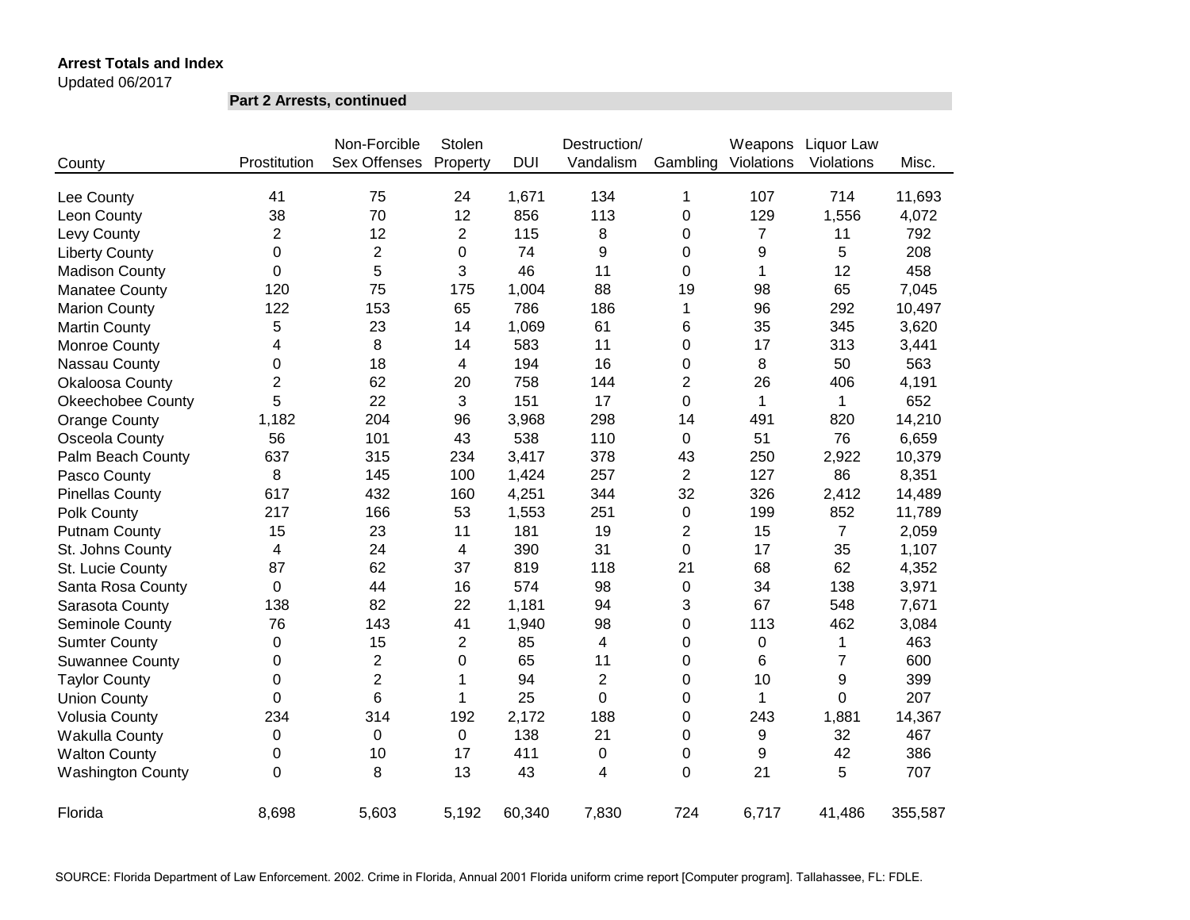**Arrest Totals and Index**
Updated 06/2017

**Part 2 Arrests, continued**

| County | Prostitution | Non-Forcible Sex Offenses | Stolen Property | DUI | Destruction/ Vandalism | Gambling | Weapons Violations | Liquor Law Violations | Misc. |
|---|---|---|---|---|---|---|---|---|---|
| Lee County | 41 | 75 | 24 | 1,671 | 134 | 1 | 107 | 714 | 11,693 |
| Leon County | 38 | 70 | 12 | 856 | 113 | 0 | 129 | 1,556 | 4,072 |
| Levy County | 2 | 12 | 2 | 115 | 8 | 0 | 7 | 11 | 792 |
| Liberty County | 0 | 2 | 0 | 74 | 9 | 0 | 9 | 5 | 208 |
| Madison County | 0 | 5 | 3 | 46 | 11 | 0 | 1 | 12 | 458 |
| Manatee County | 120 | 75 | 175 | 1,004 | 88 | 19 | 98 | 65 | 7,045 |
| Marion County | 122 | 153 | 65 | 786 | 186 | 1 | 96 | 292 | 10,497 |
| Martin County | 5 | 23 | 14 | 1,069 | 61 | 6 | 35 | 345 | 3,620 |
| Monroe County | 4 | 8 | 14 | 583 | 11 | 0 | 17 | 313 | 3,441 |
| Nassau County | 0 | 18 | 4 | 194 | 16 | 0 | 8 | 50 | 563 |
| Okaloosa County | 2 | 62 | 20 | 758 | 144 | 2 | 26 | 406 | 4,191 |
| Okeechobee County | 5 | 22 | 3 | 151 | 17 | 0 | 1 | 1 | 652 |
| Orange County | 1,182 | 204 | 96 | 3,968 | 298 | 14 | 491 | 820 | 14,210 |
| Osceola County | 56 | 101 | 43 | 538 | 110 | 0 | 51 | 76 | 6,659 |
| Palm Beach County | 637 | 315 | 234 | 3,417 | 378 | 43 | 250 | 2,922 | 10,379 |
| Pasco County | 8 | 145 | 100 | 1,424 | 257 | 2 | 127 | 86 | 8,351 |
| Pinellas County | 617 | 432 | 160 | 4,251 | 344 | 32 | 326 | 2,412 | 14,489 |
| Polk County | 217 | 166 | 53 | 1,553 | 251 | 0 | 199 | 852 | 11,789 |
| Putnam County | 15 | 23 | 11 | 181 | 19 | 2 | 15 | 7 | 2,059 |
| St. Johns County | 4 | 24 | 4 | 390 | 31 | 0 | 17 | 35 | 1,107 |
| St. Lucie County | 87 | 62 | 37 | 819 | 118 | 21 | 68 | 62 | 4,352 |
| Santa Rosa County | 0 | 44 | 16 | 574 | 98 | 0 | 34 | 138 | 3,971 |
| Sarasota County | 138 | 82 | 22 | 1,181 | 94 | 3 | 67 | 548 | 7,671 |
| Seminole County | 76 | 143 | 41 | 1,940 | 98 | 0 | 113 | 462 | 3,084 |
| Sumter County | 0 | 15 | 2 | 85 | 4 | 0 | 0 | 1 | 463 |
| Suwannee County | 0 | 2 | 0 | 65 | 11 | 0 | 6 | 7 | 600 |
| Taylor County | 0 | 2 | 1 | 94 | 2 | 0 | 10 | 9 | 399 |
| Union County | 0 | 6 | 1 | 25 | 0 | 0 | 1 | 0 | 207 |
| Volusia County | 234 | 314 | 192 | 2,172 | 188 | 0 | 243 | 1,881 | 14,367 |
| Wakulla County | 0 | 0 | 0 | 138 | 21 | 0 | 9 | 32 | 467 |
| Walton County | 0 | 10 | 17 | 411 | 0 | 0 | 9 | 42 | 386 |
| Washington County | 0 | 8 | 13 | 43 | 4 | 0 | 21 | 5 | 707 |
| Florida | 8,698 | 5,603 | 5,192 | 60,340 | 7,830 | 724 | 6,717 | 41,486 | 355,587 |

SOURCE: Florida Department of Law Enforcement. 2002. Crime in Florida, Annual 2001 Florida uniform crime report [Computer program]. Tallahassee, FL: FDLE.